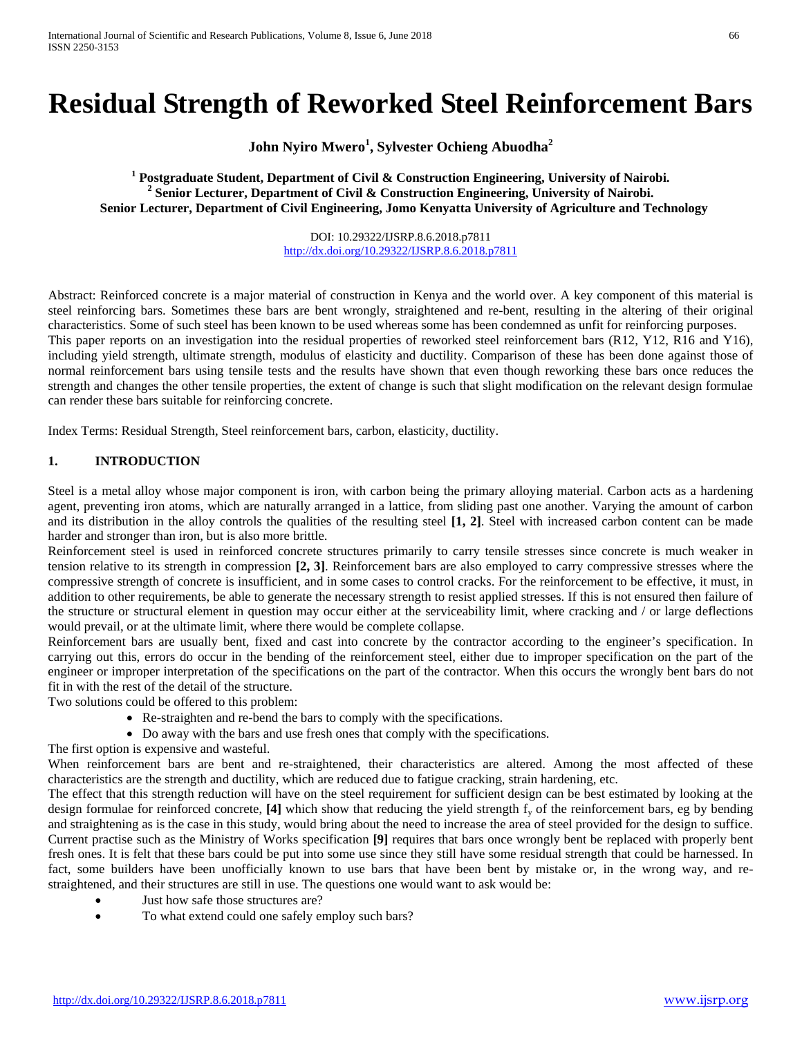# Residual Strength of Reworked Steel Reinforcement Bars

**John Nyiro Mwero[1], Sylvester Ochieng Abuodha[2]**

**[1] Postgraduate Student, Department of Civil & Construction Engineering, University of Nairobi.**
**[2] Senior Lecturer, Department of Civil & Construction Engineering, University of Nairobi.**
**Senior Lecturer, Department of Civil Engineering, Jomo Kenyatta University of Agriculture and Technology**

DOI: 10.29322/IJSRP.8.6.2018.p7811
http://dx.doi.org/10.29322/IJSRP.8.6.2018.p7811

Abstract: Reinforced concrete is a major material of construction in Kenya and the world over. A key component of this material is steel reinforcing bars. Sometimes these bars are bent wrongly, straightened and re-bent, resulting in the altering of their original characteristics. Some of such steel has been known to be used whereas some has been condemned as unfit for reinforcing purposes.
This paper reports on an investigation into the residual properties of reworked steel reinforcement bars (R12, Y12, R16 and Y16), including yield strength, ultimate strength, modulus of elasticity and ductility. Comparison of these has been done against those of normal reinforcement bars using tensile tests and the results have shown that even though reworking these bars once reduces the strength and changes the other tensile properties, the extent of change is such that slight modification on the relevant design formulae can render these bars suitable for reinforcing concrete.

Index Terms: Residual Strength, Steel reinforcement bars, carbon, elasticity, ductility.

## 1. INTRODUCTION

Steel is a metal alloy whose major component is iron, with carbon being the primary alloying material. Carbon acts as a hardening agent, preventing iron atoms, which are naturally arranged in a lattice, from sliding past one another. Varying the amount of carbon and its distribution in the alloy controls the qualities of the resulting steel **[1, 2]**. Steel with increased carbon content can be made harder and stronger than iron, but is also more brittle.
Reinforcement steel is used in reinforced concrete structures primarily to carry tensile stresses since concrete is much weaker in tension relative to its strength in compression **[2, 3]**. Reinforcement bars are also employed to carry compressive stresses where the compressive strength of concrete is insufficient, and in some cases to control cracks. For the reinforcement to be effective, it must, in addition to other requirements, be able to generate the necessary strength to resist applied stresses. If this is not ensured then failure of the structure or structural element in question may occur either at the serviceability limit, where cracking and / or large deflections would prevail, or at the ultimate limit, where there would be complete collapse.
Reinforcement bars are usually bent, fixed and cast into concrete by the contractor according to the engineer's specification. In carrying out this, errors do occur in the bending of the reinforcement steel, either due to improper specification on the part of the engineer or improper interpretation of the specifications on the part of the contractor. When this occurs the wrongly bent bars do not fit in with the rest of the detail of the structure.
Two solutions could be offered to this problem:

- Re-straighten and re-bend the bars to comply with the specifications.
- Do away with the bars and use fresh ones that comply with the specifications.

The first option is expensive and wasteful.
When reinforcement bars are bent and re-straightened, their characteristics are altered. Among the most affected of these characteristics are the strength and ductility, which are reduced due to fatigue cracking, strain hardening, etc.
The effect that this strength reduction will have on the steel requirement for sufficient design can be best estimated by looking at the design formulae for reinforced concrete, **[4]** which show that reducing the yield strength $f_y$ of the reinforcement bars, eg by bending and straightening as is the case in this study, would bring about the need to increase the area of steel provided for the design to suffice.
Current practise such as the Ministry of Works specification **[9]** requires that bars once wrongly bent be replaced with properly bent fresh ones. It is felt that these bars could be put into some use since they still have some residual strength that could be harnessed. In fact, some builders have been unofficially known to use bars that have been bent by mistake or, in the wrong way, and re-straightened, and their structures are still in use. The questions one would want to ask would be:

- Just how safe those structures are?
- To what extend could one safely employ such bars?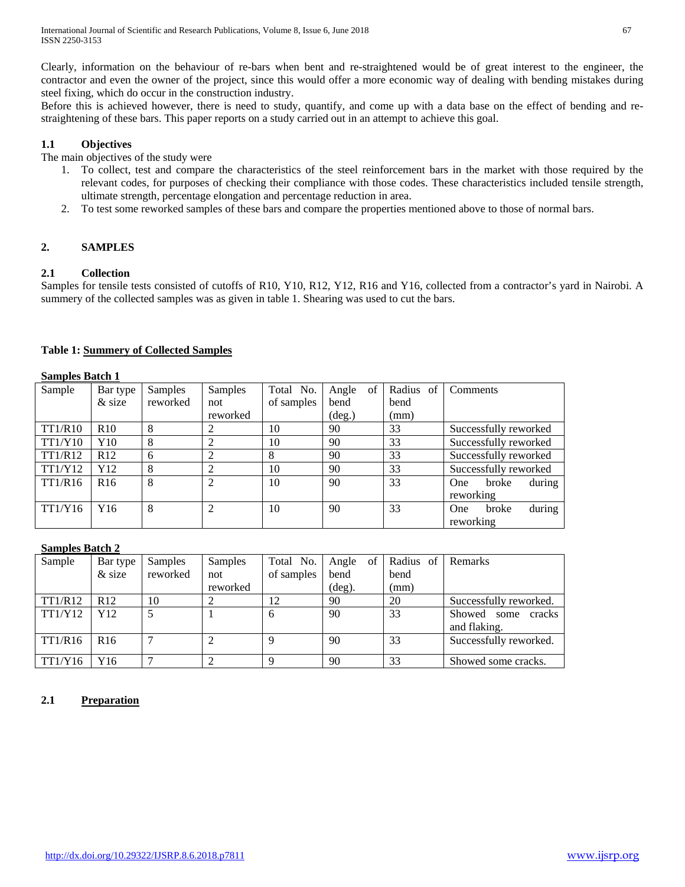Clearly, information on the behaviour of re-bars when bent and re-straightened would be of great interest to the engineer, the contractor and even the owner of the project, since this would offer a more economic way of dealing with bending mistakes during steel fixing, which do occur in the construction industry.

Before this is achieved however, there is need to study, quantify, and come up with a data base on the effect of bending and re-straightening of these bars. This paper reports on a study carried out in an attempt to achieve this goal.

### 1.1 Objectives

The main objectives of the study were

1. To collect, test and compare the characteristics of the steel reinforcement bars in the market with those required by the relevant codes, for purposes of checking their compliance with those codes. These characteristics included tensile strength, ultimate strength, percentage elongation and percentage reduction in area.
2. To test some reworked samples of these bars and compare the properties mentioned above to those of normal bars.

## 2. SAMPLES

### 2.1 Collection

Samples for tensile tests consisted of cutoffs of R10, Y10, R12, Y12, R16 and Y16, collected from a contractor's yard in Nairobi. A summery of the collected samples was as given in table 1. Shearing was used to cut the bars.

**Table 1: Summery of Collected Samples**

**Samples Batch 1**

| Sample | Bar type & size | Samples reworked | Samples not reworked | Total No. of samples | Angle of bend (deg.) | Radius of bend (mm) | Comments |
|---|---|---|---|---|---|---|---|
| TT1/R10 | R10 | 8 | 2 | 10 | 90 | 33 | Successfully reworked |
| TT1/Y10 | Y10 | 8 | 2 | 10 | 90 | 33 | Successfully reworked |
| TT1/R12 | R12 | 6 | 2 | 8 | 90 | 33 | Successfully reworked |
| TT1/Y12 | Y12 | 8 | 2 | 10 | 90 | 33 | Successfully reworked |
| TT1/R16 | R16 | 8 | 2 | 10 | 90 | 33 | One broke during reworking |
| TT1/Y16 | Y16 | 8 | 2 | 10 | 90 | 33 | One broke during reworking |

**Samples Batch 2**

| Sample | Bar type & size | Samples reworked | Samples not reworked | Total No. of samples | Angle of bend (deg). | Radius of bend (mm) | Remarks |
|---|---|---|---|---|---|---|---|
| TT1/R12 | R12 | 10 | 2 | 12 | 90 | 20 | Successfully reworked. |
| TT1/Y12 | Y12 | 5 | 1 | 6 | 90 | 33 | Showed some cracks and flaking. |
| TT1/R16 | R16 | 7 | 2 | 9 | 90 | 33 | Successfully reworked. |
| TT1/Y16 | Y16 | 7 | 2 | 9 | 90 | 33 | Showed some cracks. |

### 2.1 Preparation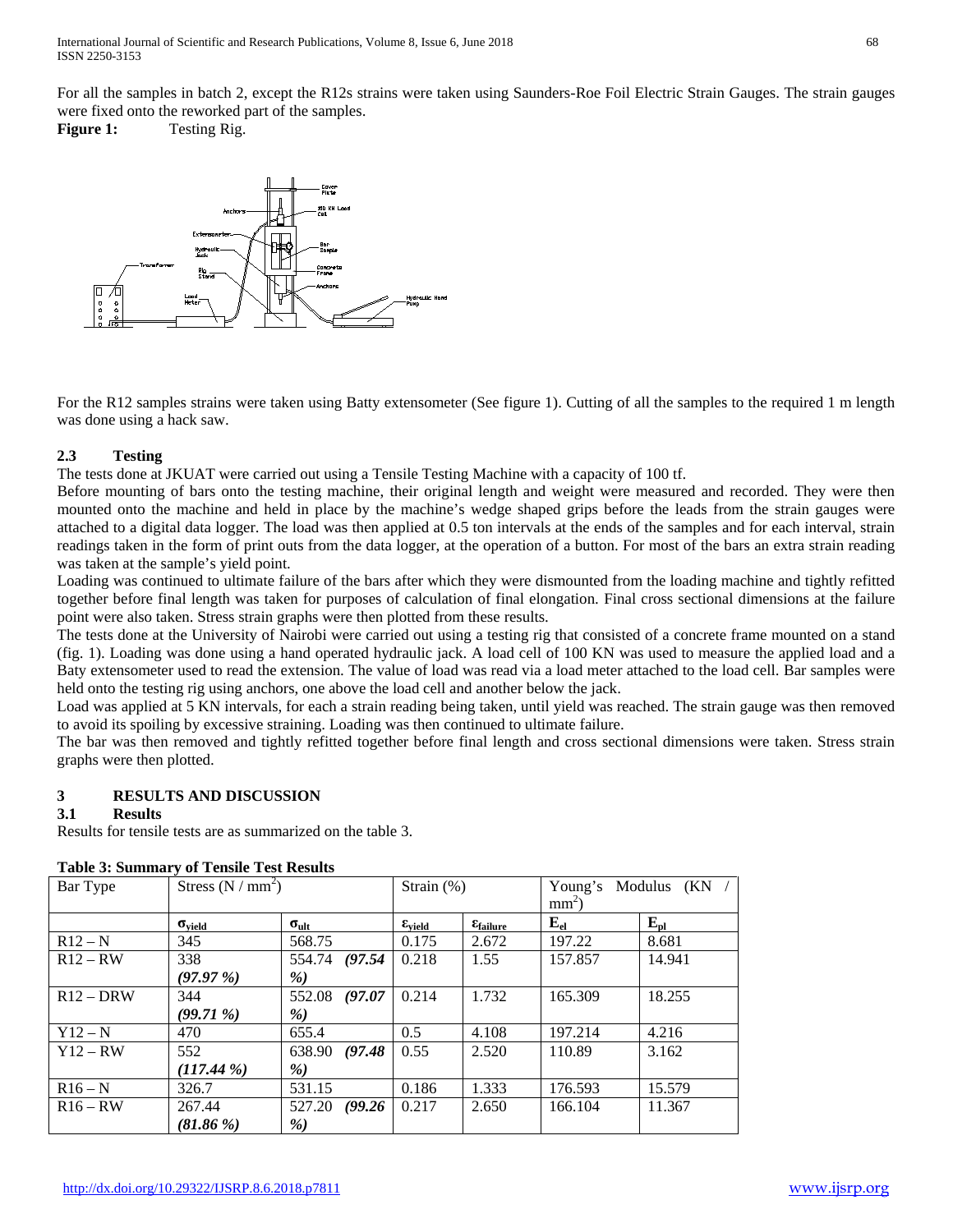For all the samples in batch 2, except the R12s strains were taken using Saunders-Roe Foil Electric Strain Gauges. The strain gauges were fixed onto the reworked part of the samples.

**Figure 1:** Testing Rig.

For the R12 samples strains were taken using Batty extensometer (See figure 1). Cutting of all the samples to the required 1 m length was done using a hack saw.

### 2.3 Testing

The tests done at JKUAT were carried out using a Tensile Testing Machine with a capacity of 100 tf.

Before mounting of bars onto the testing machine, their original length and weight were measured and recorded. They were then mounted onto the machine and held in place by the machine's wedge shaped grips before the leads from the strain gauges were attached to a digital data logger. The load was then applied at 0.5 ton intervals at the ends of the samples and for each interval, strain readings taken in the form of print outs from the data logger, at the operation of a button. For most of the bars an extra strain reading was taken at the sample's yield point.

Loading was continued to ultimate failure of the bars after which they were dismounted from the loading machine and tightly refitted together before final length was taken for purposes of calculation of final elongation. Final cross sectional dimensions at the failure point were also taken. Stress strain graphs were then plotted from these results.

The tests done at the University of Nairobi were carried out using a testing rig that consisted of a concrete frame mounted on a stand (fig. 1). Loading was done using a hand operated hydraulic jack. A load cell of 100 KN was used to measure the applied load and a Baty extensometer used to read the extension. The value of load was read via a load meter attached to the load cell. Bar samples were held onto the testing rig using anchors, one above the load cell and another below the jack.

Load was applied at 5 KN intervals, for each a strain reading being taken, until yield was reached. The strain gauge was then removed to avoid its spoiling by excessive straining. Loading was then continued to ultimate failure.

The bar was then removed and tightly refitted together before final length and cross sectional dimensions were taken. Stress strain graphs were then plotted.

## 3 RESULTS AND DISCUSSION

### 3.1 Results

Results for tensile tests are as summarized on the table 3.

**Table 3: Summary of Tensile Test Results**

| Bar Type | Stress (N / mm$^2$) | | Strain (%) | | Young's Modulus (KN / mm$^2$) | |
|---|---|---|---|---|---|---|
| | $\sigma_{yield}$ | $\sigma_{ult}$ | $\varepsilon_{yield}$ | $\varepsilon_{failure}$ | $E_{el}$ | $E_{pl}$ |
| R12 – N | 345 | 568.75 | 0.175 | 2.672 | 197.22 | 8.681 |
| R12 – RW | 338 *(97.97 %)* | 554.74 *(97.54 %)* | 0.218 | 1.55 | 157.857 | 14.941 |
| R12 – DRW | 344 *(99.71 %)* | 552.08 *(97.07 %)* | 0.214 | 1.732 | 165.309 | 18.255 |
| Y12 – N | 470 | 655.4 | 0.5 | 4.108 | 197.214 | 4.216 |
| Y12 – RW | 552 *(117.44 %)* | 638.90 *(97.48 %)* | 0.55 | 2.520 | 110.89 | 3.162 |
| R16 – N | 326.7 | 531.15 | 0.186 | 1.333 | 176.593 | 15.579 |
| R16 – RW | 267.44 *(81.86 %)* | 527.20 *(99.26 %)* | 0.217 | 2.650 | 166.104 | 11.367 |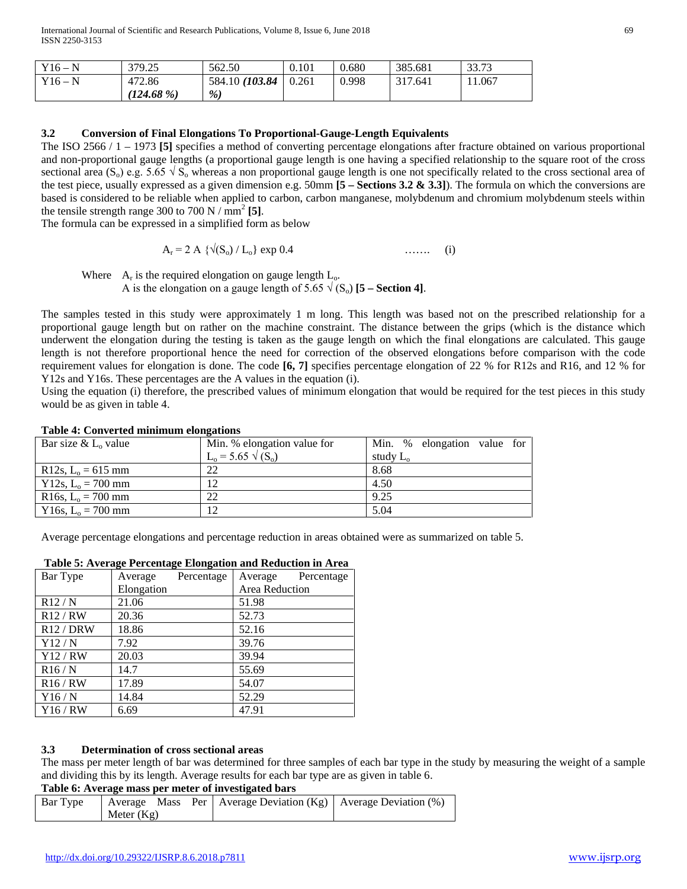| Y16 – N | 379.25 | 562.50 | 0.101 | 0.680 | 385.681 | 33.73 |
|---|---|---|---|---|---|---|
| Y16 – N | 472.86 ***(124.68 %)*** | 584.10 ***(103.84 %)*** | 0.261 | 0.998 | 317.641 | 11.067 |

### 3.2 Conversion of Final Elongations To Proportional-Gauge-Length Equivalents

The ISO 2566 / 1 – 1973 **[5]** specifies a method of converting percentage elongations after fracture obtained on various proportional and non-proportional gauge lengths (a proportional gauge length is one having a specified relationship to the square root of the cross sectional area ($S_o$) e.g. 5.65 $\sqrt{S_o}$ whereas a non proportional gauge length is one not specifically related to the cross sectional area of the test piece, usually expressed as a given dimension e.g. 50mm **[5 – Sections 3.2 & 3.3]**). The formula on which the conversions are based is considered to be reliable when applied to carbon, carbon manganese, molybdenum and chromium molybdenum steels within the tensile strength range 300 to 700 N / mm$^2$ **[5]**.

The formula can be expressed in a simplified form as below

$$A_r = 2 A \{\sqrt{(S_o)} / L_o\} \exp 0.4 \quad \ldots\ldots\ (i)$$

Where $A_r$ is the required elongation on gauge length $L_o$.
A is the elongation on a gauge length of 5.65 $\sqrt{(S_o)}$ **[5 – Section 4]**.

The samples tested in this study were approximately 1 m long. This length was based not on the prescribed relationship for a proportional gauge length but on rather on the machine constraint. The distance between the grips (which is the distance which underwent the elongation during the testing is taken as the gauge length on which the final elongations are calculated. This gauge length is not therefore proportional hence the need for correction of the observed elongations before comparison with the code requirement values for elongation is done. The code **[6, 7]** specifies percentage elongation of 22 % for R12s and R16, and 12 % for Y12s and Y16s. These percentages are the A values in the equation (i).

Using the equation (i) therefore, the prescribed values of minimum elongation that would be required for the test pieces in this study would be as given in table 4.

**Table 4: Converted minimum elongations**

| Bar size & $L_o$ value | Min. % elongation value for $L_o = 5.65 \sqrt{(S_o)}$ | Min. % elongation value for study $L_o$ |
|---|---|---|
| R12s, $L_o$ = 615 mm | 22 | 8.68 |
| Y12s, $L_o$ = 700 mm | 12 | 4.50 |
| R16s, $L_o$ = 700 mm | 22 | 9.25 |
| Y16s, $L_o$ = 700 mm | 12 | 5.04 |

Average percentage elongations and percentage reduction in areas obtained were as summarized on table 5.

**Table 5: Average Percentage Elongation and Reduction in Area**

| Bar Type | Average Percentage Elongation | Average Percentage Area Reduction |
|---|---|---|
| R12 / N | 21.06 | 51.98 |
| R12 / RW | 20.36 | 52.73 |
| R12 / DRW | 18.86 | 52.16 |
| Y12 / N | 7.92 | 39.76 |
| Y12 / RW | 20.03 | 39.94 |
| R16 / N | 14.7 | 55.69 |
| R16 / RW | 17.89 | 54.07 |
| Y16 / N | 14.84 | 52.29 |
| Y16 / RW | 6.69 | 47.91 |

### 3.3 Determination of cross sectional areas

The mass per meter length of bar was determined for three samples of each bar type in the study by measuring the weight of a sample and dividing this by its length. Average results for each bar type are as given in table 6.

**Table 6: Average mass per meter of investigated bars**

| Bar Type | Average Mass Per Meter (Kg) | Average Deviation (Kg) | Average Deviation (%) |
|---|---|---|---|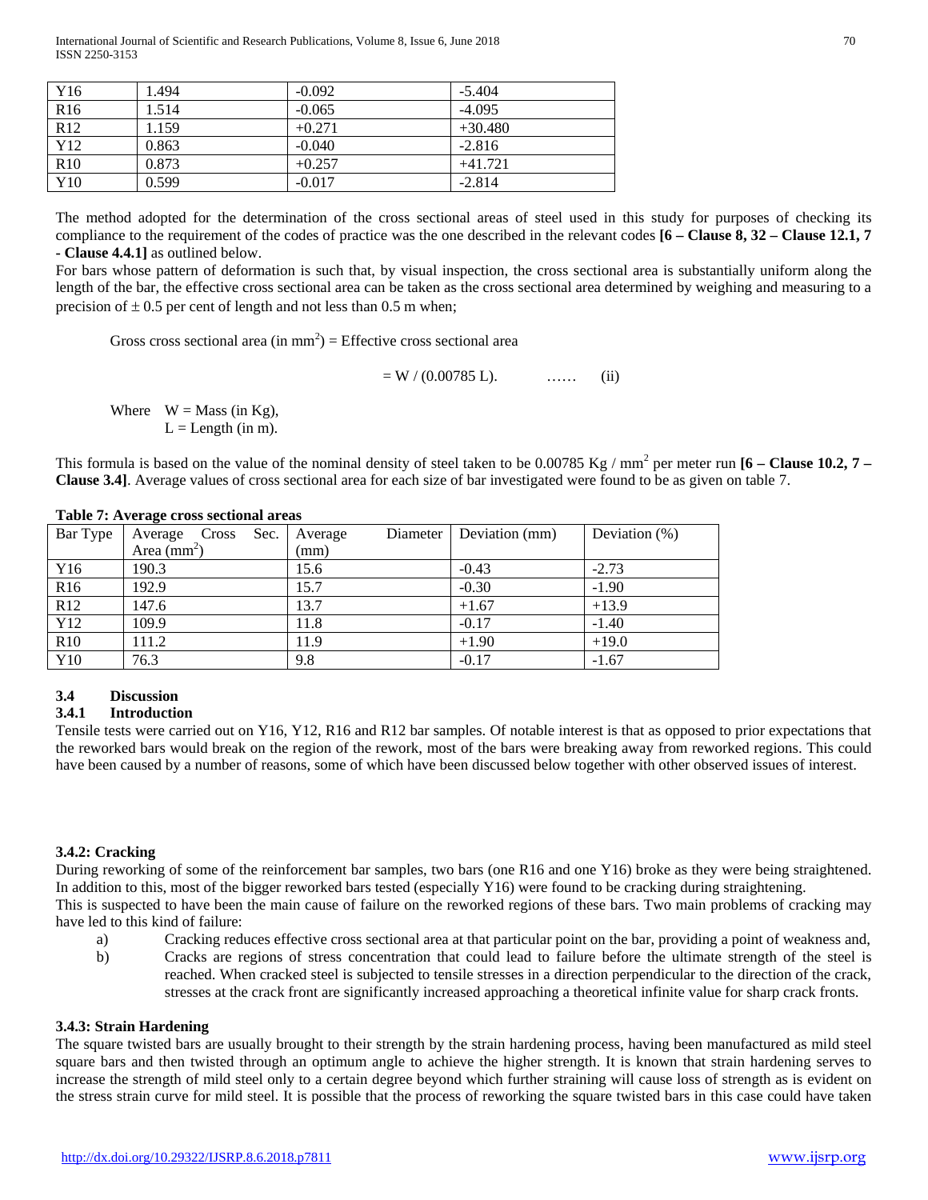| Y16 | 1.494 | -0.092 | -5.404 |
|---|---|---|---|
| R16 | 1.514 | -0.065 | -4.095 |
| R12 | 1.159 | +0.271 | +30.480 |
| Y12 | 0.863 | -0.040 | -2.816 |
| R10 | 0.873 | +0.257 | +41.721 |
| Y10 | 0.599 | -0.017 | -2.814 |

The method adopted for the determination of the cross sectional areas of steel used in this study for purposes of checking its compliance to the requirement of the codes of practice was the one described in the relevant codes **[6 – Clause 8, 32 – Clause 12.1, 7 - Clause 4.4.1]** as outlined below.

For bars whose pattern of deformation is such that, by visual inspection, the cross sectional area is substantially uniform along the length of the bar, the effective cross sectional area can be taken as the cross sectional area determined by weighing and measuring to a precision of ± 0.5 per cent of length and not less than 0.5 m when;

Gross cross sectional area (in $mm^2$) = Effective cross sectional area

$$= W / (0.00785\ L). \qquad \ldots\ldots \quad \text{(ii)}$$

Where W = Mass (in Kg),
L = Length (in m).

This formula is based on the value of the nominal density of steel taken to be 0.00785 Kg / $mm^2$ per meter run **[6 – Clause 10.2, 7 – Clause 3.4]**. Average values of cross sectional area for each size of bar investigated were found to be as given on table 7.

**Table 7: Average cross sectional areas**

| Bar Type | Average Cross Sec. Area ($mm^2$) | Average Diameter (mm) | Deviation (mm) | Deviation (%) |
|---|---|---|---|---|
| Y16 | 190.3 | 15.6 | -0.43 | -2.73 |
| R16 | 192.9 | 15.7 | -0.30 | -1.90 |
| R12 | 147.6 | 13.7 | +1.67 | +13.9 |
| Y12 | 109.9 | 11.8 | -0.17 | -1.40 |
| R10 | 111.2 | 11.9 | +1.90 | +19.0 |
| Y10 | 76.3 | 9.8 | -0.17 | -1.67 |

### 3.4 Discussion

#### 3.4.1 Introduction

Tensile tests were carried out on Y16, Y12, R16 and R12 bar samples. Of notable interest is that as opposed to prior expectations that the reworked bars would break on the region of the rework, most of the bars were breaking away from reworked regions. This could have been caused by a number of reasons, some of which have been discussed below together with other observed issues of interest.

#### 3.4.2: Cracking

During reworking of some of the reinforcement bar samples, two bars (one R16 and one Y16) broke as they were being straightened. In addition to this, most of the bigger reworked bars tested (especially Y16) were found to be cracking during straightening.

This is suspected to have been the main cause of failure on the reworked regions of these bars. Two main problems of cracking may have led to this kind of failure:

a) Cracking reduces effective cross sectional area at that particular point on the bar, providing a point of weakness and,
b) Cracks are regions of stress concentration that could lead to failure before the ultimate strength of the steel is reached. When cracked steel is subjected to tensile stresses in a direction perpendicular to the direction of the crack, stresses at the crack front are significantly increased approaching a theoretical infinite value for sharp crack fronts.

#### 3.4.3: Strain Hardening

The square twisted bars are usually brought to their strength by the strain hardening process, having been manufactured as mild steel square bars and then twisted through an optimum angle to achieve the higher strength. It is known that strain hardening serves to increase the strength of mild steel only to a certain degree beyond which further straining will cause loss of strength as is evident on the stress strain curve for mild steel. It is possible that the process of reworking the square twisted bars in this case could have taken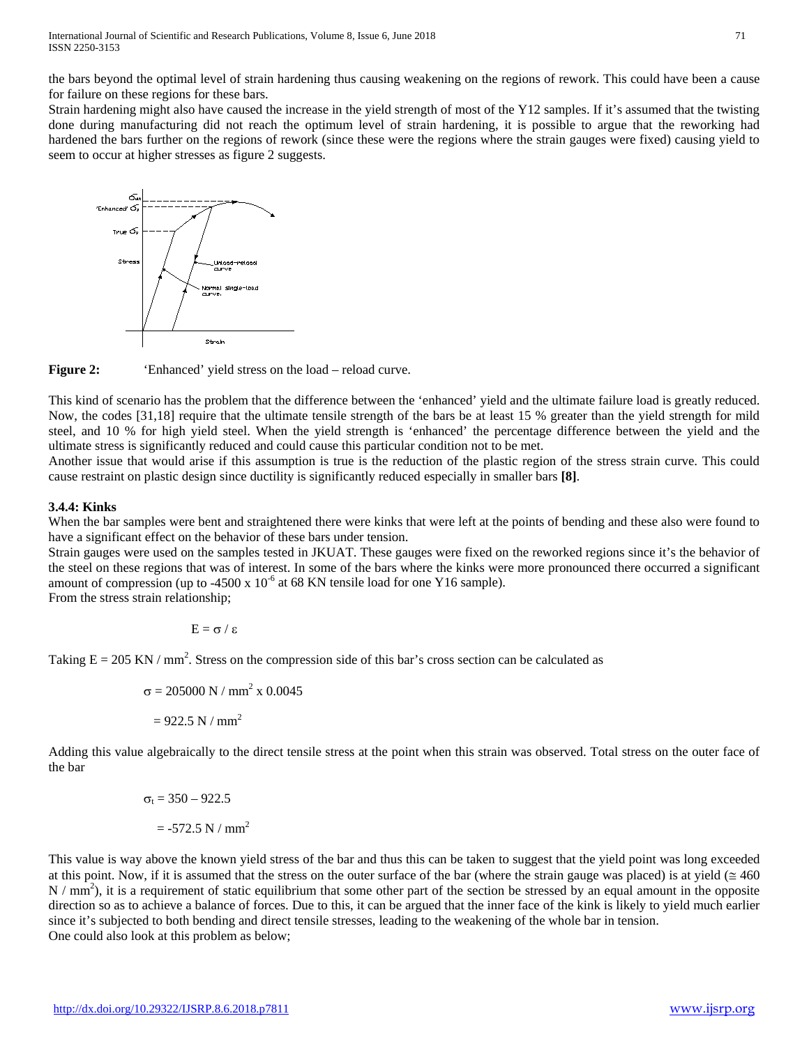the bars beyond the optimal level of strain hardening thus causing weakening on the regions of rework. This could have been a cause for failure on these regions for these bars.

Strain hardening might also have caused the increase in the yield strength of most of the Y12 samples. If it's assumed that the twisting done during manufacturing did not reach the optimum level of strain hardening, it is possible to argue that the reworking had hardened the bars further on the regions of rework (since these were the regions where the strain gauges were fixed) causing yield to seem to occur at higher stresses as figure 2 suggests.

**Figure 2:** 'Enhanced' yield stress on the load – reload curve.

This kind of scenario has the problem that the difference between the 'enhanced' yield and the ultimate failure load is greatly reduced. Now, the codes [31,18] require that the ultimate tensile strength of the bars be at least 15 % greater than the yield strength for mild steel, and 10 % for high yield steel. When the yield strength is 'enhanced' the percentage difference between the yield and the ultimate stress is significantly reduced and could cause this particular condition not to be met.

Another issue that would arise if this assumption is true is the reduction of the plastic region of the stress strain curve. This could cause restraint on plastic design since ductility is significantly reduced especially in smaller bars **[8]**.

### 3.4.4: Kinks

When the bar samples were bent and straightened there were kinks that were left at the points of bending and these also were found to have a significant effect on the behavior of these bars under tension.

Strain gauges were used on the samples tested in JKUAT. These gauges were fixed on the reworked regions since it's the behavior of the steel on these regions that was of interest. In some of the bars where the kinks were more pronounced there occurred a significant amount of compression (up to $-4500 \times 10^{-6}$ at 68 KN tensile load for one Y16 sample).

From the stress strain relationship;

$$E = \sigma / \varepsilon$$

Taking $E = 205\ KN / mm^2$. Stress on the compression side of this bar's cross section can be calculated as

$$\sigma = 205000\ N / mm^2 \times 0.0045$$

$$= 922.5\ N / mm^2$$

Adding this value algebraically to the direct tensile stress at the point when this strain was observed. Total stress on the outer face of the bar

$$\sigma_t = 350 - 922.5$$

$$= -572.5\ N / mm^2$$

This value is way above the known yield stress of the bar and thus this can be taken to suggest that the yield point was long exceeded at this point. Now, if it is assumed that the stress on the outer surface of the bar (where the strain gauge was placed) is at yield ($\cong 460\ N / mm^2$), it is a requirement of static equilibrium that some other part of the section be stressed by an equal amount in the opposite direction so as to achieve a balance of forces. Due to this, it can be argued that the inner face of the kink is likely to yield much earlier since it's subjected to both bending and direct tensile stresses, leading to the weakening of the whole bar in tension.

One could also look at this problem as below;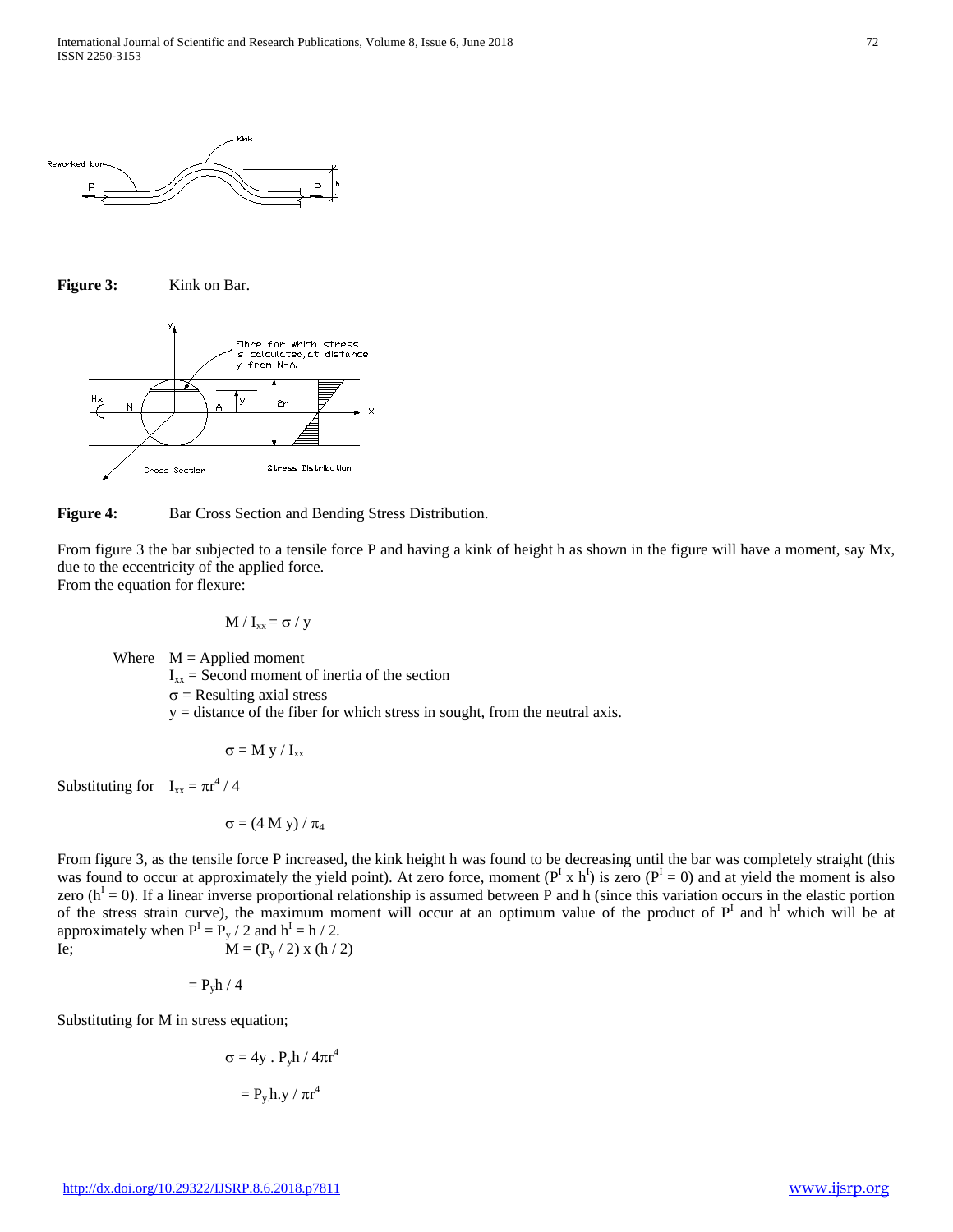**Figure 3:** Kink on Bar.

**Figure 4:** Bar Cross Section and Bending Stress Distribution.

From figure 3 the bar subjected to a tensile force P and having a kink of height h as shown in the figure will have a moment, say Mx, due to the eccentricity of the applied force.
From the equation for flexure:

$$M / I_{xx} = \sigma / y$$

Where $M$ = Applied moment
$I_{xx}$ = Second moment of inertia of the section
$\sigma$ = Resulting axial stress
$y$ = distance of the fiber for which stress in sought, from the neutral axis.

$$\sigma = M\, y / I_{xx}$$

Substituting for $I_{xx} = \pi r^4 / 4$

$$\sigma = (4\, M\, y) / \pi_4$$

From figure 3, as the tensile force P increased, the kink height h was found to be decreasing until the bar was completely straight (this was found to occur at approximately the yield point). At zero force, moment ($P^I$ x $h^I$) is zero ($P^I = 0$) and at yield the moment is also zero ($h^I = 0$). If a linear inverse proportional relationship is assumed between P and h (since this variation occurs in the elastic portion of the stress strain curve), the maximum moment will occur at an optimum value of the product of $P^I$ and $h^I$ which will be at approximately when $P^I = P_y / 2$ and $h^I = h / 2$.

Ie;

$$M = (P_y / 2) \times (h / 2)$$

$$= P_y h / 4$$

Substituting for M in stress equation;

$$\sigma = 4y \,.\, P_y h / 4\pi r^4$$

$$= P_y . h . y / \pi r^4$$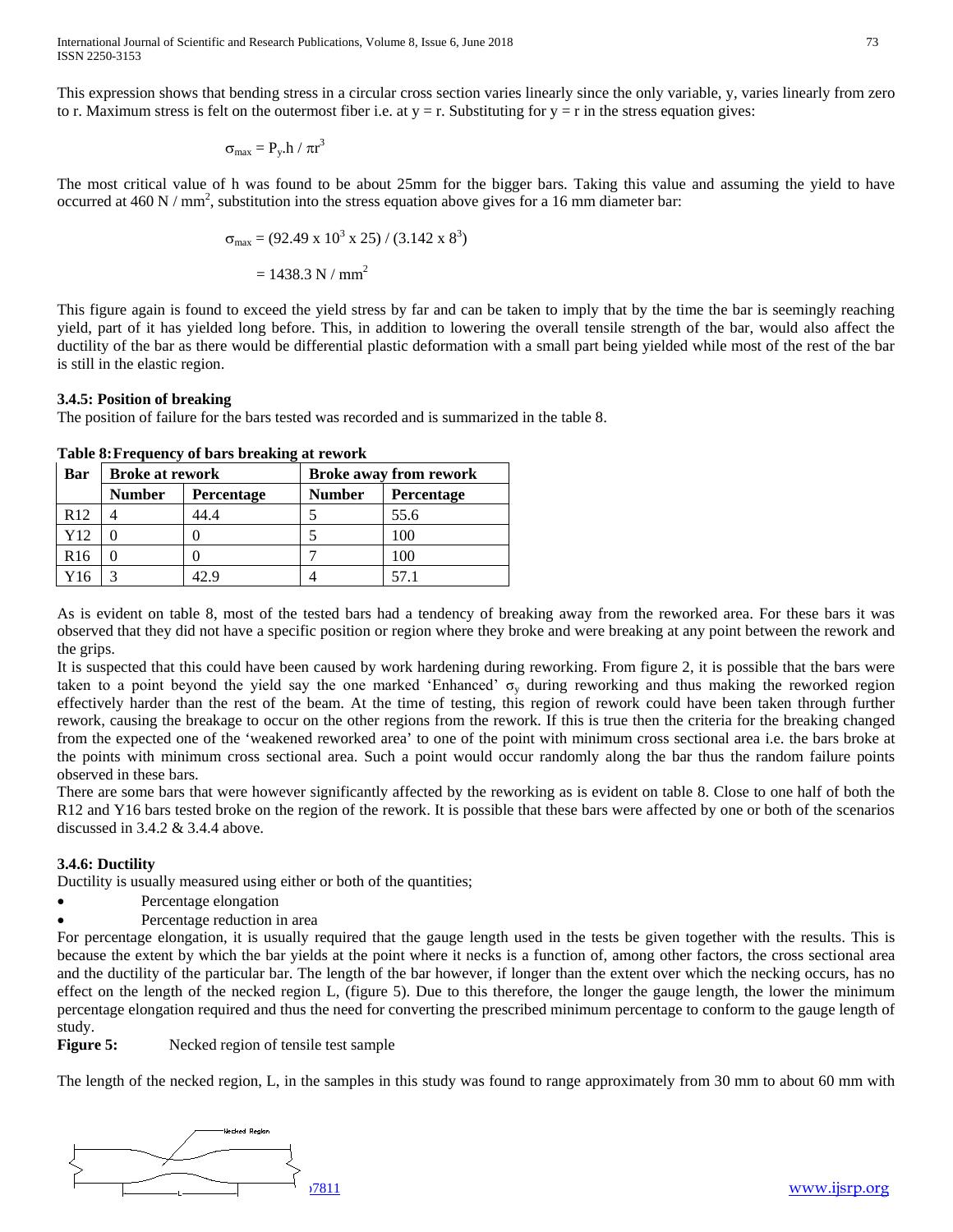This expression shows that bending stress in a circular cross section varies linearly since the only variable, y, varies linearly from zero to r. Maximum stress is felt on the outermost fiber i.e. at y = r. Substituting for y = r in the stress equation gives:

$$\sigma_{max} = P_y.h / \pi r^3$$

The most critical value of h was found to be about 25mm for the bigger bars. Taking this value and assuming the yield to have occurred at 460 N / mm$^2$, substitution into the stress equation above gives for a 16 mm diameter bar:

$$\sigma_{max} = (92.49 \times 10^3 \times 25) / (3.142 \times 8^3)$$

$$= 1438.3 \text{ N / mm}^2$$

This figure again is found to exceed the yield stress by far and can be taken to imply that by the time the bar is seemingly reaching yield, part of it has yielded long before. This, in addition to lowering the overall tensile strength of the bar, would also affect the ductility of the bar as there would be differential plastic deformation with a small part being yielded while most of the rest of the bar is still in the elastic region.

### 3.4.5: Position of breaking

The position of failure for the bars tested was recorded and is summarized in the table 8.

**Table 8: Frequency of bars breaking at rework**

| Bar | Broke at rework | | Broke away from rework | |
|---|---|---|---|---|
| | Number | Percentage | Number | Percentage |
| R12 | 4 | 44.4 | 5 | 55.6 |
| Y12 | 0 | 0 | 5 | 100 |
| R16 | 0 | 0 | 7 | 100 |
| Y16 | 3 | 42.9 | 4 | 57.1 |

As is evident on table 8, most of the tested bars had a tendency of breaking away from the reworked area. For these bars it was observed that they did not have a specific position or region where they broke and were breaking at any point between the rework and the grips.

It is suspected that this could have been caused by work hardening during reworking. From figure 2, it is possible that the bars were taken to a point beyond the yield say the one marked 'Enhanced' $\sigma_y$ during reworking and thus making the reworked region effectively harder than the rest of the beam. At the time of testing, this region of rework could have been taken through further rework, causing the breakage to occur on the other regions from the rework. If this is true then the criteria for the breaking changed from the expected one of the 'weakened reworked area' to one of the point with minimum cross sectional area i.e. the bars broke at the points with minimum cross sectional area. Such a point would occur randomly along the bar thus the random failure points observed in these bars.

There are some bars that were however significantly affected by the reworking as is evident on table 8. Close to one half of both the R12 and Y16 bars tested broke on the region of the rework. It is possible that these bars were affected by one or both of the scenarios discussed in 3.4.2 & 3.4.4 above.

### 3.4.6: Ductility

Ductility is usually measured using either or both of the quantities;

- Percentage elongation
- Percentage reduction in area

For percentage elongation, it is usually required that the gauge length used in the tests be given together with the results. This is because the extent by which the bar yields at the point where it necks is a function of, among other factors, the cross sectional area and the ductility of the particular bar. The length of the bar however, if longer than the extent over which the necking occurs, has no effect on the length of the necked region L, (figure 5). Due to this therefore, the longer the gauge length, the lower the minimum percentage elongation required and thus the need for converting the prescribed minimum percentage to conform to the gauge length of study.

**Figure 5:** Necked region of tensile test sample

The length of the necked region, L, in the samples in this study was found to range approximately from 30 mm to about 60 mm with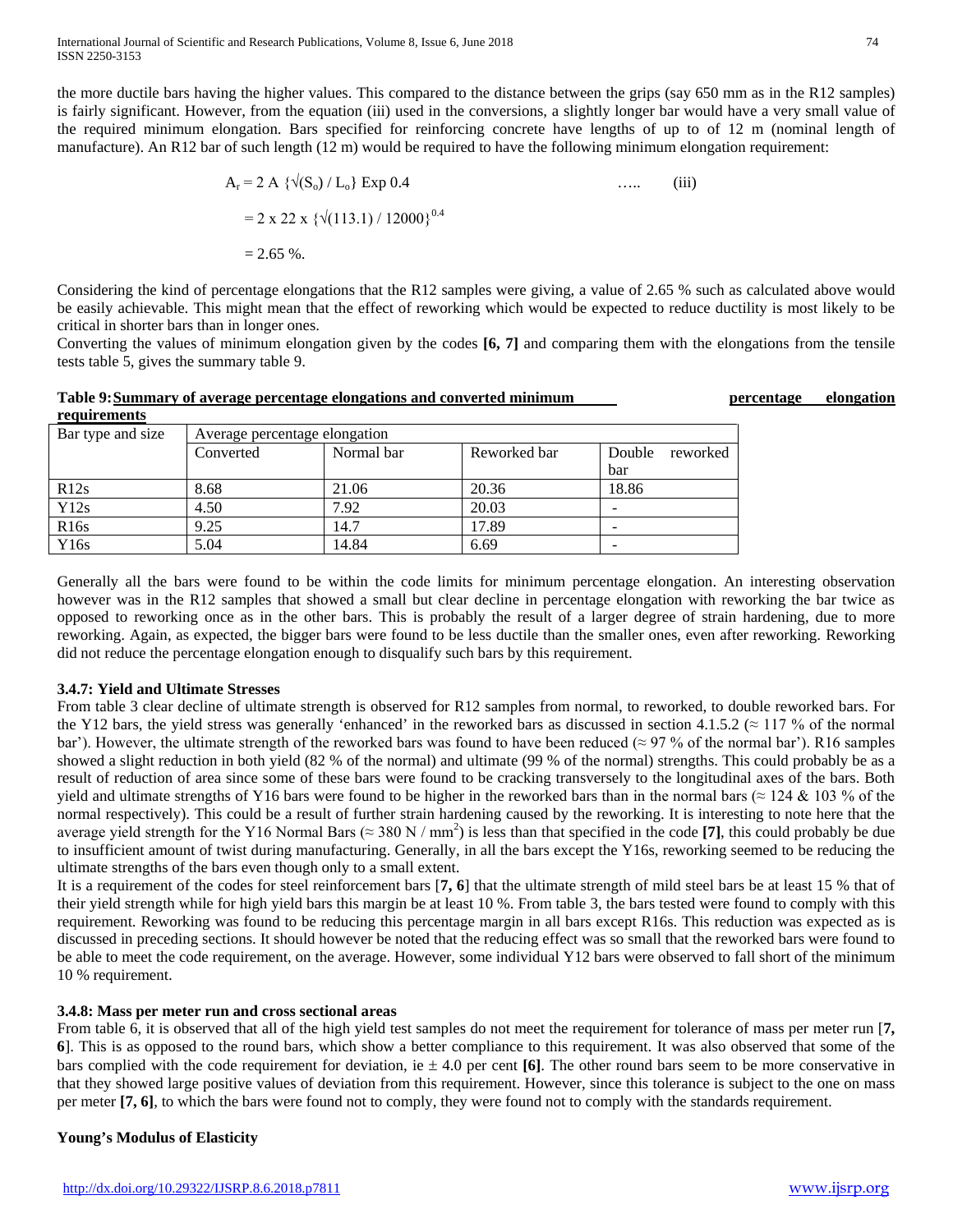the more ductile bars having the higher values. This compared to the distance between the grips (say 650 mm as in the R12 samples) is fairly significant. However, from the equation (iii) used in the conversions, a slightly longer bar would have a very small value of the required minimum elongation. Bars specified for reinforcing concrete have lengths of up to of 12 m (nominal length of manufacture). An R12 bar of such length (12 m) would be required to have the following minimum elongation requirement:

$$A_r = 2\ A\ \{\sqrt{(S_o)} / L_o\}\ \text{Exp}\ 0.4 \qquad \ldots.. \qquad \text{(iii)}$$

$$= 2 \times 22 \times \{\sqrt{(113.1)} / 12000\}^{0.4}$$

$$= 2.65\ \%.$$

Considering the kind of percentage elongations that the R12 samples were giving, a value of 2.65 % such as calculated above would be easily achievable. This might mean that the effect of reworking which would be expected to reduce ductility is most likely to be critical in shorter bars than in longer ones.

Converting the values of minimum elongation given by the codes **[6, 7]** and comparing them with the elongations from the tensile tests table 5, gives the summary table 9.

**Table 9: Summary of average percentage elongations and converted minimum percentage elongation requirements**

| Bar type and size | Average percentage elongation | | | |
|---|---|---|---|---|
| | Converted | Normal bar | Reworked bar | Double reworked bar |
| R12s | 8.68 | 21.06 | 20.36 | 18.86 |
| Y12s | 4.50 | 7.92 | 20.03 | - |
| R16s | 9.25 | 14.7 | 17.89 | - |
| Y16s | 5.04 | 14.84 | 6.69 | - |

Generally all the bars were found to be within the code limits for minimum percentage elongation. An interesting observation however was in the R12 samples that showed a small but clear decline in percentage elongation with reworking the bar twice as opposed to reworking once as in the other bars. This is probably the result of a larger degree of strain hardening, due to more reworking. Again, as expected, the bigger bars were found to be less ductile than the smaller ones, even after reworking. Reworking did not reduce the percentage elongation enough to disqualify such bars by this requirement.

### 3.4.7: Yield and Ultimate Stresses

From table 3 clear decline of ultimate strength is observed for R12 samples from normal, to reworked, to double reworked bars. For the Y12 bars, the yield stress was generally 'enhanced' in the reworked bars as discussed in section 4.1.5.2 (≈ 117 % of the normal bar'). However, the ultimate strength of the reworked bars was found to have been reduced (≈ 97 % of the normal bar'). R16 samples showed a slight reduction in both yield (82 % of the normal) and ultimate (99 % of the normal) strengths. This could probably be as a result of reduction of area since some of these bars were found to be cracking transversely to the longitudinal axes of the bars. Both yield and ultimate strengths of Y16 bars were found to be higher in the reworked bars than in the normal bars (≈ 124 & 103 % of the normal respectively). This could be a result of further strain hardening caused by the reworking. It is interesting to note here that the average yield strength for the Y16 Normal Bars (≈ 380 N / mm$^2$) is less than that specified in the code **[7]**, this could probably be due to insufficient amount of twist during manufacturing. Generally, in all the bars except the Y16s, reworking seemed to be reducing the ultimate strengths of the bars even though only to a small extent.

It is a requirement of the codes for steel reinforcement bars [**7, 6**] that the ultimate strength of mild steel bars be at least 15 % that of their yield strength while for high yield bars this margin be at least 10 %. From table 3, the bars tested were found to comply with this requirement. Reworking was found to be reducing this percentage margin in all bars except R16s. This reduction was expected as is discussed in preceding sections. It should however be noted that the reducing effect was so small that the reworked bars were found to be able to meet the code requirement, on the average. However, some individual Y12 bars were observed to fall short of the minimum 10 % requirement.

### 3.4.8: Mass per meter run and cross sectional areas

From table 6, it is observed that all of the high yield test samples do not meet the requirement for tolerance of mass per meter run [**7, 6**]. This is as opposed to the round bars, which show a better compliance to this requirement. It was also observed that some of the bars complied with the code requirement for deviation, ie ± 4.0 per cent **[6]**. The other round bars seem to be more conservative in that they showed large positive values of deviation from this requirement. However, since this tolerance is subject to the one on mass per meter **[7, 6]**, to which the bars were found not to comply, they were found not to comply with the standards requirement.

**Young's Modulus of Elasticity**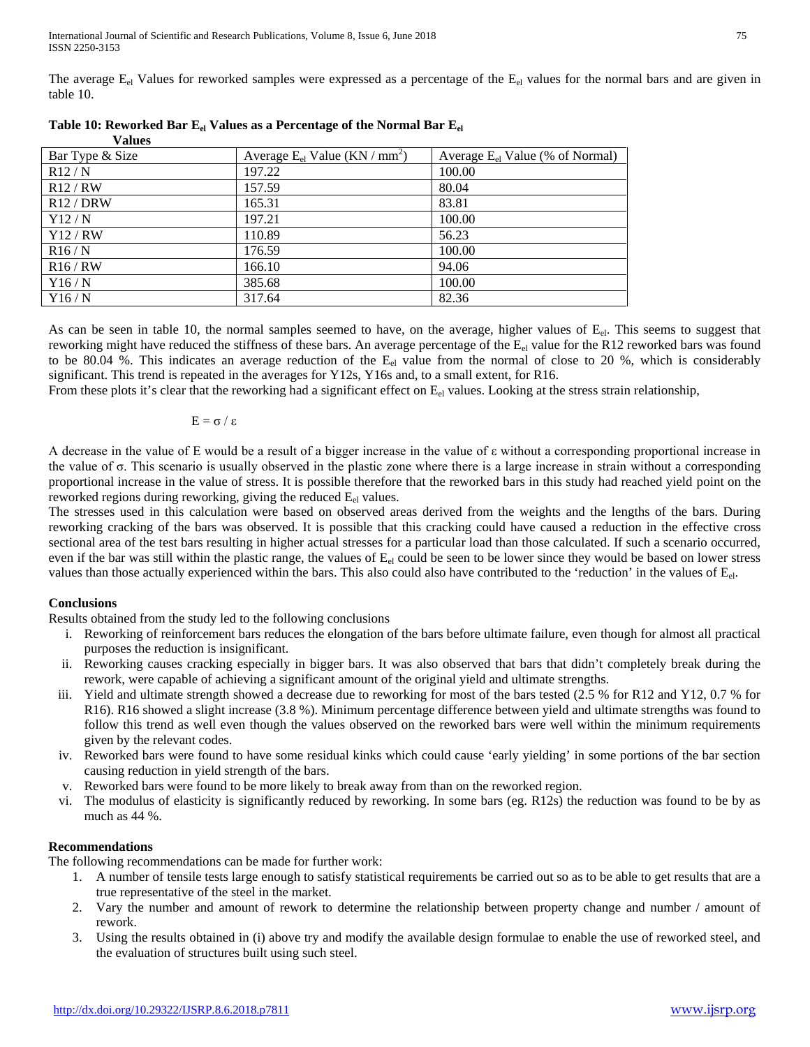The average $E_{el}$ Values for reworked samples were expressed as a percentage of the $E_{el}$ values for the normal bars and are given in table 10.

**Table 10: Reworked Bar $E_{el}$ Values as a Percentage of the Normal Bar $E_{el}$ Values**

| Bar Type & Size | Average $E_{el}$ Value (KN / mm$^2$) | Average $E_{el}$ Value (% of Normal) |
|---|---|---|
| R12 / N | 197.22 | 100.00 |
| R12 / RW | 157.59 | 80.04 |
| R12 / DRW | 165.31 | 83.81 |
| Y12 / N | 197.21 | 100.00 |
| Y12 / RW | 110.89 | 56.23 |
| R16 / N | 176.59 | 100.00 |
| R16 / RW | 166.10 | 94.06 |
| Y16 / N | 385.68 | 100.00 |
| Y16 / N | 317.64 | 82.36 |

As can be seen in table 10, the normal samples seemed to have, on the average, higher values of $E_{el}$. This seems to suggest that reworking might have reduced the stiffness of these bars. An average percentage of the $E_{el}$ value for the R12 reworked bars was found to be 80.04 %. This indicates an average reduction of the $E_{el}$ value from the normal of close to 20 %, which is considerably significant. This trend is repeated in the averages for Y12s, Y16s and, to a small extent, for R16.

From these plots it's clear that the reworking had a significant effect on $E_{el}$ values. Looking at the stress strain relationship,

$$E = \sigma / \varepsilon$$

A decrease in the value of E would be a result of a bigger increase in the value of $\varepsilon$ without a corresponding proportional increase in the value of $\sigma$. This scenario is usually observed in the plastic zone where there is a large increase in strain without a corresponding proportional increase in the value of stress. It is possible therefore that the reworked bars in this study had reached yield point on the reworked regions during reworking, giving the reduced $E_{el}$ values.

The stresses used in this calculation were based on observed areas derived from the weights and the lengths of the bars. During reworking cracking of the bars was observed. It is possible that this cracking could have caused a reduction in the effective cross sectional area of the test bars resulting in higher actual stresses for a particular load than those calculated. If such a scenario occurred, even if the bar was still within the plastic range, the values of $E_{el}$ could be seen to be lower since they would be based on lower stress values than those actually experienced within the bars. This also could also have contributed to the 'reduction' in the values of $E_{el}$.

## Conclusions

Results obtained from the study led to the following conclusions

i. Reworking of reinforcement bars reduces the elongation of the bars before ultimate failure, even though for almost all practical purposes the reduction is insignificant.
ii. Reworking causes cracking especially in bigger bars. It was also observed that bars that didn't completely break during the rework, were capable of achieving a significant amount of the original yield and ultimate strengths.
iii. Yield and ultimate strength showed a decrease due to reworking for most of the bars tested (2.5 % for R12 and Y12, 0.7 % for R16). R16 showed a slight increase (3.8 %). Minimum percentage difference between yield and ultimate strengths was found to follow this trend as well even though the values observed on the reworked bars were well within the minimum requirements given by the relevant codes.
iv. Reworked bars were found to have some residual kinks which could cause 'early yielding' in some portions of the bar section causing reduction in yield strength of the bars.
v. Reworked bars were found to be more likely to break away from than on the reworked region.
vi. The modulus of elasticity is significantly reduced by reworking. In some bars (eg. R12s) the reduction was found to be by as much as 44 %.

## Recommendations

The following recommendations can be made for further work:

1. A number of tensile tests large enough to satisfy statistical requirements be carried out so as to be able to get results that are a true representative of the steel in the market.
2. Vary the number and amount of rework to determine the relationship between property change and number / amount of rework.
3. Using the results obtained in (i) above try and modify the available design formulae to enable the use of reworked steel, and the evaluation of structures built using such steel.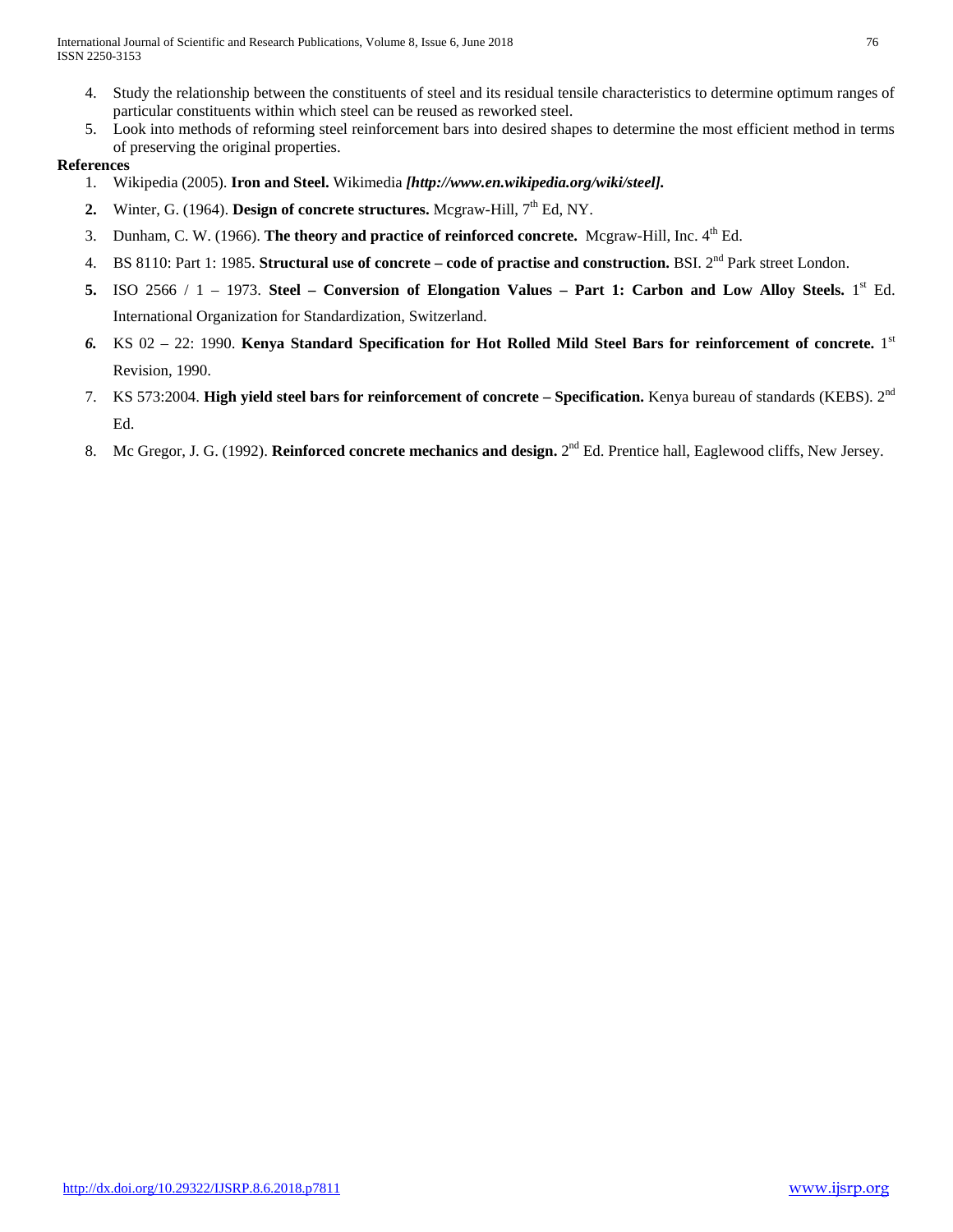4. Study the relationship between the constituents of steel and its residual tensile characteristics to determine optimum ranges of particular constituents within which steel can be reused as reworked steel.
5. Look into methods of reforming steel reinforcement bars into desired shapes to determine the most efficient method in terms of preserving the original properties.

**References**

1. Wikipedia (2005). **Iron and Steel.** Wikimedia ***[http://www.en.wikipedia.org/wiki/steel].***
2. Winter, G. (1964). **Design of concrete structures.** Mcgraw-Hill, 7th Ed, NY.
3. Dunham, C. W. (1966). **The theory and practice of reinforced concrete.** Mcgraw-Hill, Inc. 4th Ed.
4. BS 8110: Part 1: 1985. **Structural use of concrete – code of practise and construction.** BSI. 2nd Park street London.
5. ISO 2566 / 1 – 1973. **Steel – Conversion of Elongation Values – Part 1: Carbon and Low Alloy Steels.** 1st Ed. International Organization for Standardization, Switzerland.
6. KS 02 – 22: 1990. **Kenya Standard Specification for Hot Rolled Mild Steel Bars for reinforcement of concrete.** 1st Revision, 1990.
7. KS 573:2004. **High yield steel bars for reinforcement of concrete – Specification.** Kenya bureau of standards (KEBS). 2nd Ed.
8. Mc Gregor, J. G. (1992). **Reinforced concrete mechanics and design.** 2nd Ed. Prentice hall, Eaglewood cliffs, New Jersey.